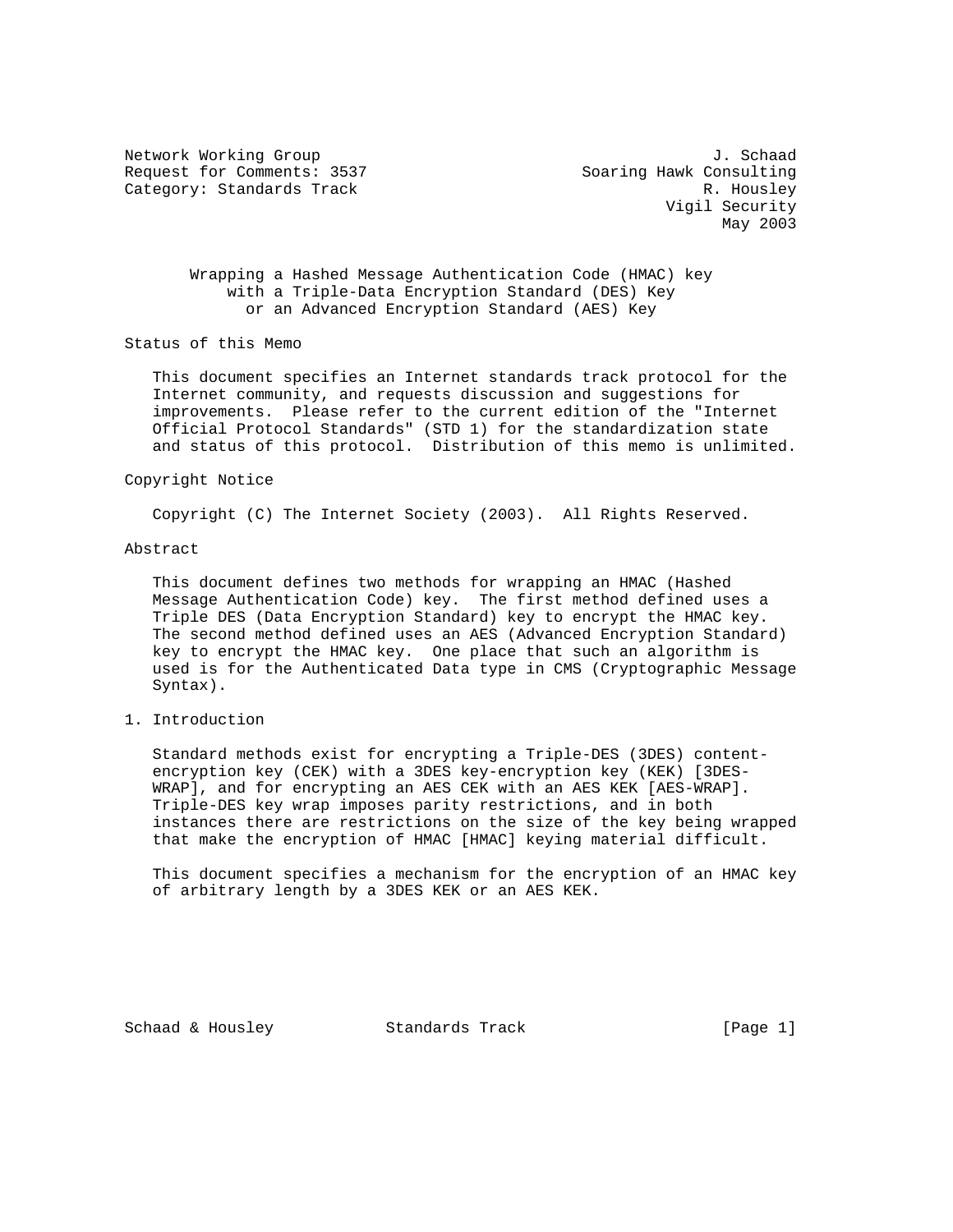Network Working Group J. Schaad
Request for Comments: 3537 Soaring Hawk Consulting
Category: Standards Track R. Housley
Vigil Security
May 2003

# Wrapping a Hashed Message Authentication Code (HMAC) key with a Triple-Data Encryption Standard (DES) Key or an Advanced Encryption Standard (AES) Key

## Status of this Memo

This document specifies an Internet standards track protocol for the Internet community, and requests discussion and suggestions for improvements. Please refer to the current edition of the "Internet Official Protocol Standards" (STD 1) for the standardization state and status of this protocol. Distribution of this memo is unlimited.

## Copyright Notice

Copyright (C) The Internet Society (2003). All Rights Reserved.

## Abstract

This document defines two methods for wrapping an HMAC (Hashed Message Authentication Code) key. The first method defined uses a Triple DES (Data Encryption Standard) key to encrypt the HMAC key. The second method defined uses an AES (Advanced Encryption Standard) key to encrypt the HMAC key. One place that such an algorithm is used is for the Authenticated Data type in CMS (Cryptographic Message Syntax).

## 1. Introduction

Standard methods exist for encrypting a Triple-DES (3DES) content-encryption key (CEK) with a 3DES key-encryption key (KEK) [3DES-WRAP], and for encrypting an AES CEK with an AES KEK [AES-WRAP]. Triple-DES key wrap imposes parity restrictions, and in both instances there are restrictions on the size of the key being wrapped that make the encryption of HMAC [HMAC] keying material difficult.

This document specifies a mechanism for the encryption of an HMAC key of arbitrary length by a 3DES KEK or an AES KEK.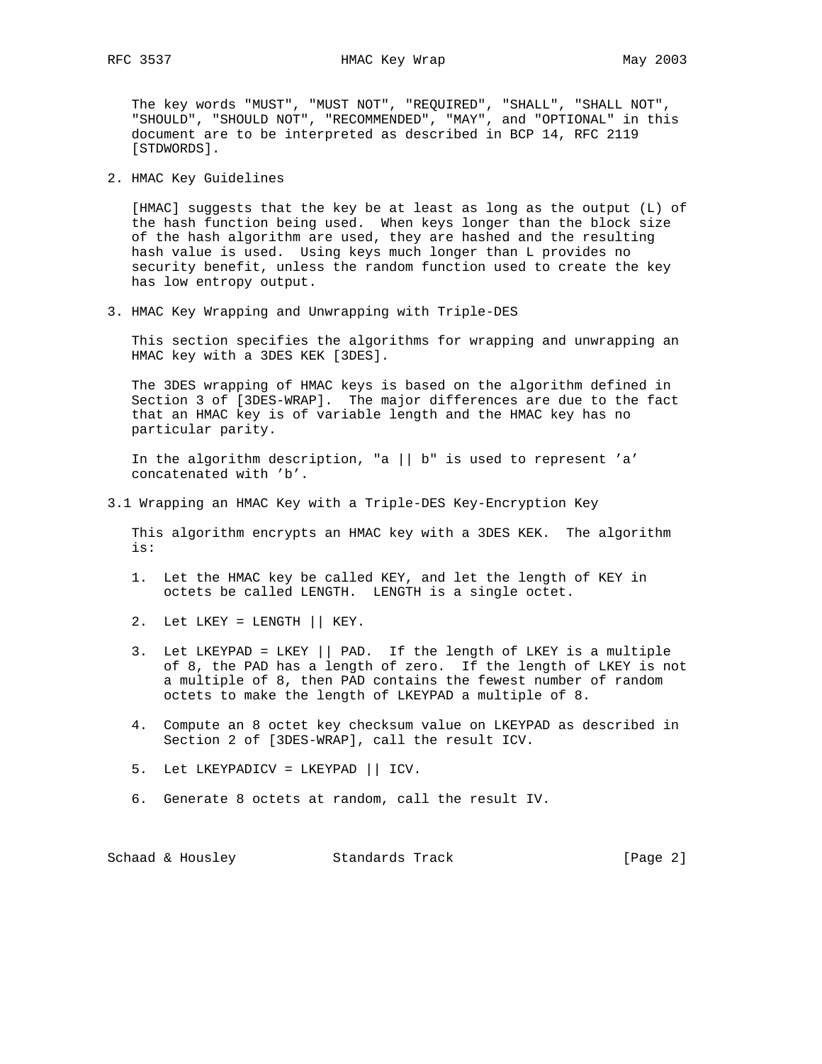The key words "MUST", "MUST NOT", "REQUIRED", "SHALL", "SHALL NOT", "SHOULD", "SHOULD NOT", "RECOMMENDED", "MAY", and "OPTIONAL" in this document are to be interpreted as described in BCP 14, RFC 2119 [STDWORDS].

## 2. HMAC Key Guidelines

[HMAC] suggests that the key be at least as long as the output (L) of the hash function being used. When keys longer than the block size of the hash algorithm are used, they are hashed and the resulting hash value is used. Using keys much longer than L provides no security benefit, unless the random function used to create the key has low entropy output.

## 3. HMAC Key Wrapping and Unwrapping with Triple-DES

This section specifies the algorithms for wrapping and unwrapping an HMAC key with a 3DES KEK [3DES].

The 3DES wrapping of HMAC keys is based on the algorithm defined in Section 3 of [3DES-WRAP]. The major differences are due to the fact that an HMAC key is of variable length and the HMAC key has no particular parity.

In the algorithm description, "a || b" is used to represent 'a' concatenated with 'b'.

### 3.1 Wrapping an HMAC Key with a Triple-DES Key-Encryption Key

This algorithm encrypts an HMAC key with a 3DES KEK. The algorithm is:

1. Let the HMAC key be called KEY, and let the length of KEY in octets be called LENGTH. LENGTH is a single octet.

2. Let LKEY = LENGTH || KEY.

3. Let LKEYPAD = LKEY || PAD. If the length of LKEY is a multiple of 8, the PAD has a length of zero. If the length of LKEY is not a multiple of 8, then PAD contains the fewest number of random octets to make the length of LKEYPAD a multiple of 8.

4. Compute an 8 octet key checksum value on LKEYPAD as described in Section 2 of [3DES-WRAP], call the result ICV.

5. Let LKEYPADICV = LKEYPAD || ICV.

6. Generate 8 octets at random, call the result IV.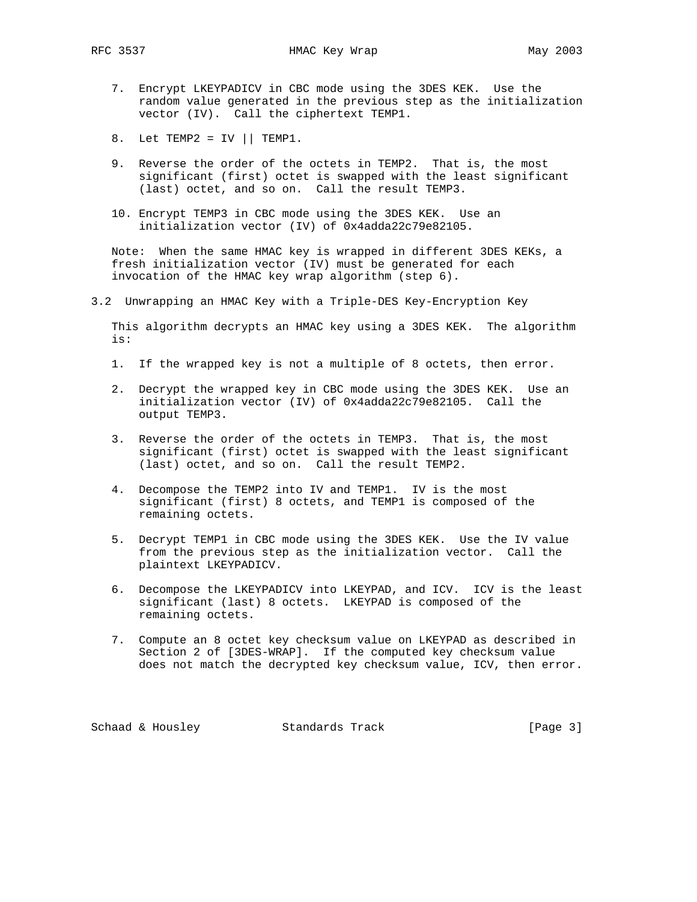7. Encrypt LKEYPADICV in CBC mode using the 3DES KEK. Use the random value generated in the previous step as the initialization vector (IV). Call the ciphertext TEMP1.

8. Let TEMP2 = IV || TEMP1.

9. Reverse the order of the octets in TEMP2. That is, the most significant (first) octet is swapped with the least significant (last) octet, and so on. Call the result TEMP3.

10. Encrypt TEMP3 in CBC mode using the 3DES KEK. Use an initialization vector (IV) of 0x4adda22c79e82105.

Note: When the same HMAC key is wrapped in different 3DES KEKs, a fresh initialization vector (IV) must be generated for each invocation of the HMAC key wrap algorithm (step 6).

### 3.2 Unwrapping an HMAC Key with a Triple-DES Key-Encryption Key

This algorithm decrypts an HMAC key using a 3DES KEK. The algorithm is:

1. If the wrapped key is not a multiple of 8 octets, then error.

2. Decrypt the wrapped key in CBC mode using the 3DES KEK. Use an initialization vector (IV) of 0x4adda22c79e82105. Call the output TEMP3.

3. Reverse the order of the octets in TEMP3. That is, the most significant (first) octet is swapped with the least significant (last) octet, and so on. Call the result TEMP2.

4. Decompose the TEMP2 into IV and TEMP1. IV is the most significant (first) 8 octets, and TEMP1 is composed of the remaining octets.

5. Decrypt TEMP1 in CBC mode using the 3DES KEK. Use the IV value from the previous step as the initialization vector. Call the plaintext LKEYPADICV.

6. Decompose the LKEYPADICV into LKEYPAD, and ICV. ICV is the least significant (last) 8 octets. LKEYPAD is composed of the remaining octets.

7. Compute an 8 octet key checksum value on LKEYPAD as described in Section 2 of [3DES-WRAP]. If the computed key checksum value does not match the decrypted key checksum value, ICV, then error.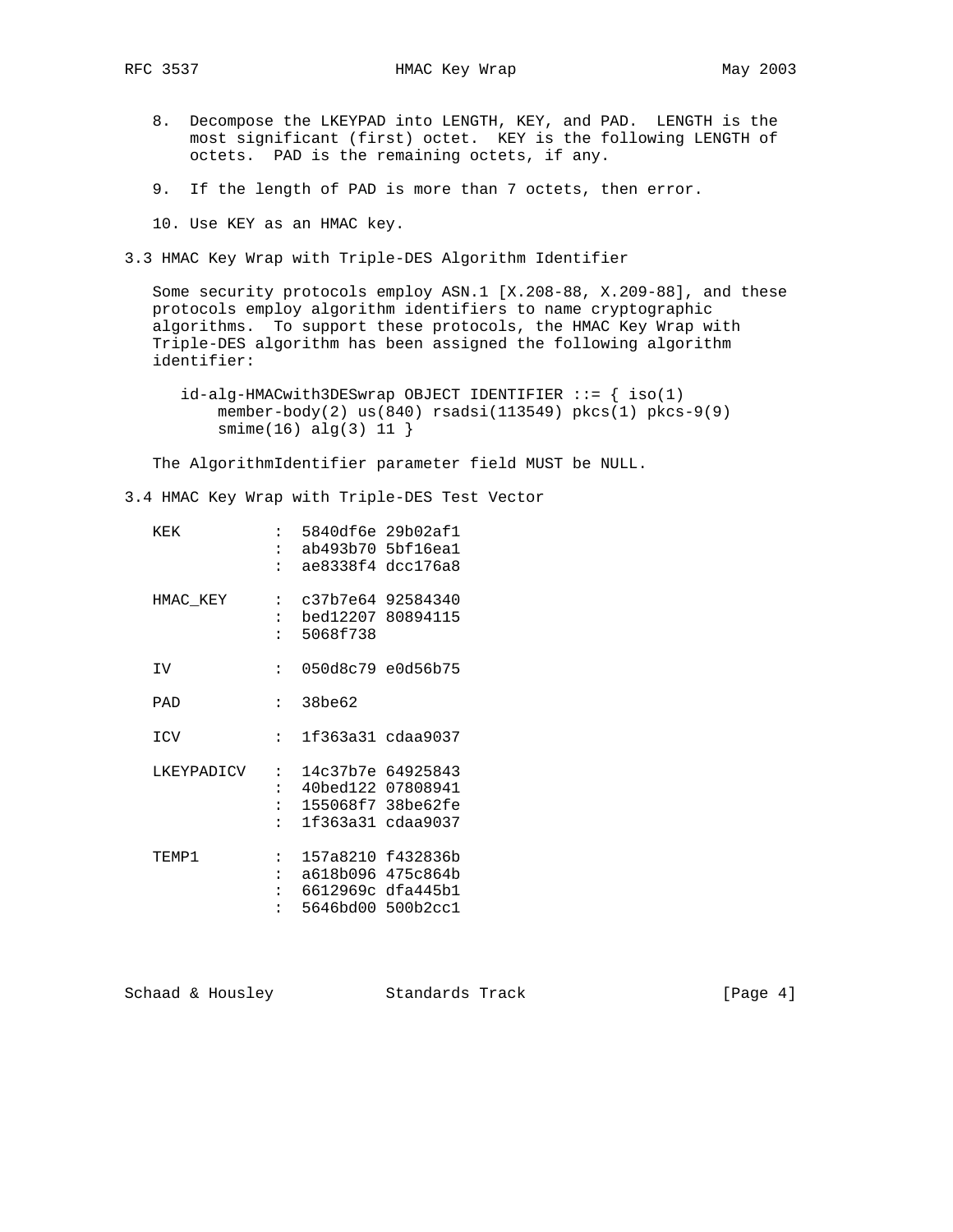8. Decompose the LKEYPAD into LENGTH, KEY, and PAD. LENGTH is the most significant (first) octet. KEY is the following LENGTH of octets. PAD is the remaining octets, if any.

9. If the length of PAD is more than 7 octets, then error.

10. Use KEY as an HMAC key.

### 3.3 HMAC Key Wrap with Triple-DES Algorithm Identifier

Some security protocols employ ASN.1 [X.208-88, X.209-88], and these protocols employ algorithm identifiers to name cryptographic algorithms. To support these protocols, the HMAC Key Wrap with Triple-DES algorithm has been assigned the following algorithm identifier:

```
id-alg-HMACwith3DESwrap OBJECT IDENTIFIER ::= { iso(1)
    member-body(2) us(840) rsadsi(113549) pkcs(1) pkcs-9(9)
    smime(16) alg(3) 11 }
```

The AlgorithmIdentifier parameter field MUST be NULL.

### 3.4 HMAC Key Wrap with Triple-DES Test Vector

```
KEK          :  5840df6e 29b02af1
             :  ab493b70 5bf16ea1
             :  ae8338f4 dcc176a8

HMAC_KEY     :  c37b7e64 92584340
             :  bed12207 80894115
             :  5068f738

IV           :  050d8c79 e0d56b75

PAD          :  38be62

ICV          :  1f363a31 cdaa9037

LKEYPADICV   :  14c37b7e 64925843
             :  40bed122 07808941
             :  155068f7 38be62fe
             :  1f363a31 cdaa9037

TEMP1        :  157a8210 f432836b
             :  a618b096 475c864b
             :  6612969c dfa445b1
             :  5646bd00 500b2cc1
```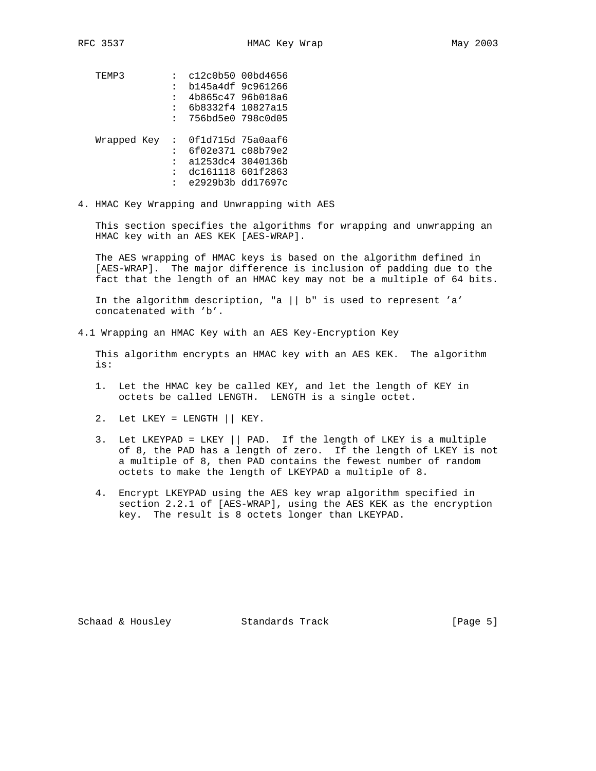```
TEMP3        : c12c0b50 00bd4656
             : b145a4df 9c961266
             : 4b865c47 96b018a6
             : 6b8332f4 10827a15
             : 756bd5e0 798c0d05

Wrapped Key  : 0f1d715d 75a0aaf6
             : 6f02e371 c08b79e2
             : a1253dc4 3040136b
             : dc161118 601f2863
             : e2929b3b dd17697c
```

## 4. HMAC Key Wrapping and Unwrapping with AES

This section specifies the algorithms for wrapping and unwrapping an HMAC key with an AES KEK [AES-WRAP].

The AES wrapping of HMAC keys is based on the algorithm defined in [AES-WRAP]. The major difference is inclusion of padding due to the fact that the length of an HMAC key may not be a multiple of 64 bits.

In the algorithm description, "a || b" is used to represent 'a' concatenated with 'b'.

### 4.1 Wrapping an HMAC Key with an AES Key-Encryption Key

This algorithm encrypts an HMAC key with an AES KEK. The algorithm is:

1. Let the HMAC key be called KEY, and let the length of KEY in octets be called LENGTH. LENGTH is a single octet.

2. Let LKEY = LENGTH || KEY.

3. Let LKEYPAD = LKEY || PAD. If the length of LKEY is a multiple of 8, the PAD has a length of zero. If the length of LKEY is not a multiple of 8, then PAD contains the fewest number of random octets to make the length of LKEYPAD a multiple of 8.

4. Encrypt LKEYPAD using the AES key wrap algorithm specified in section 2.2.1 of [AES-WRAP], using the AES KEK as the encryption key. The result is 8 octets longer than LKEYPAD.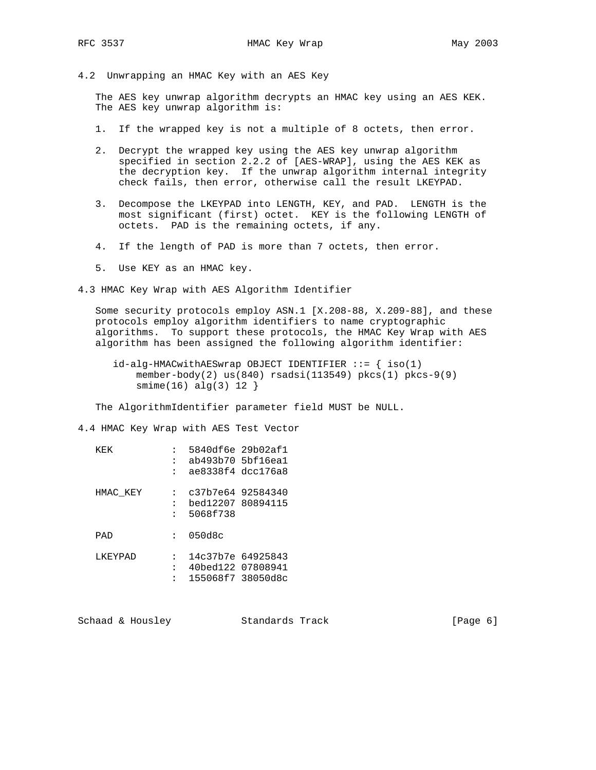## 4.2 Unwrapping an HMAC Key with an AES Key

The AES key unwrap algorithm decrypts an HMAC key using an AES KEK. The AES key unwrap algorithm is:

1. If the wrapped key is not a multiple of 8 octets, then error.
2. Decrypt the wrapped key using the AES key unwrap algorithm specified in section 2.2.2 of [AES-WRAP], using the AES KEK as the decryption key. If the unwrap algorithm internal integrity check fails, then error, otherwise call the result LKEYPAD.
3. Decompose the LKEYPAD into LENGTH, KEY, and PAD. LENGTH is the most significant (first) octet. KEY is the following LENGTH of octets. PAD is the remaining octets, if any.
4. If the length of PAD is more than 7 octets, then error.
5. Use KEY as an HMAC key.

## 4.3 HMAC Key Wrap with AES Algorithm Identifier

Some security protocols employ ASN.1 [X.208-88, X.209-88], and these protocols employ algorithm identifiers to name cryptographic algorithms. To support these protocols, the HMAC Key Wrap with AES algorithm has been assigned the following algorithm identifier:

```
id-alg-HMACwithAESwrap OBJECT IDENTIFIER ::= { iso(1)
    member-body(2) us(840) rsadsi(113549) pkcs(1) pkcs-9(9)
    smime(16) alg(3) 12 }
```

The AlgorithmIdentifier parameter field MUST be NULL.

## 4.4 HMAC Key Wrap with AES Test Vector

```
KEK          :  5840df6e 29b02af1
             :  ab493b70 5bf16ea1
             :  ae8338f4 dcc176a8

HMAC_KEY     :  c37b7e64 92584340
             :  bed12207 80894115
             :  5068f738

PAD          :  050d8c

LKEYPAD      :  14c37b7e 64925843
             :  40bed122 07808941
             :  155068f7 38050d8c
```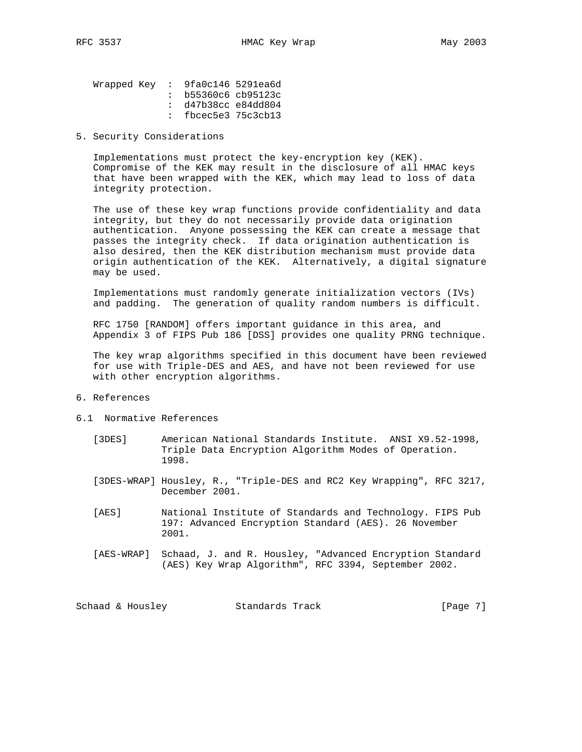```
Wrapped Key  :  9fa0c146 5291ea6d
             :  b55360c6 cb95123c
             :  d47b38cc e84dd804
             :  fbcec5e3 75c3cb13
```

## 5. Security Considerations

Implementations must protect the key-encryption key (KEK). Compromise of the KEK may result in the disclosure of all HMAC keys that have been wrapped with the KEK, which may lead to loss of data integrity protection.

The use of these key wrap functions provide confidentiality and data integrity, but they do not necessarily provide data origination authentication. Anyone possessing the KEK can create a message that passes the integrity check. If data origination authentication is also desired, then the KEK distribution mechanism must provide data origin authentication of the KEK. Alternatively, a digital signature may be used.

Implementations must randomly generate initialization vectors (IVs) and padding. The generation of quality random numbers is difficult.

RFC 1750 [RANDOM] offers important guidance in this area, and Appendix 3 of FIPS Pub 186 [DSS] provides one quality PRNG technique.

The key wrap algorithms specified in this document have been reviewed for use with Triple-DES and AES, and have not been reviewed for use with other encryption algorithms.

## 6. References

### 6.1 Normative References

[3DES] American National Standards Institute. ANSI X9.52-1998, Triple Data Encryption Algorithm Modes of Operation. 1998.

[3DES-WRAP] Housley, R., "Triple-DES and RC2 Key Wrapping", RFC 3217, December 2001.

[AES] National Institute of Standards and Technology. FIPS Pub 197: Advanced Encryption Standard (AES). 26 November 2001.

[AES-WRAP] Schaad, J. and R. Housley, "Advanced Encryption Standard (AES) Key Wrap Algorithm", RFC 3394, September 2002.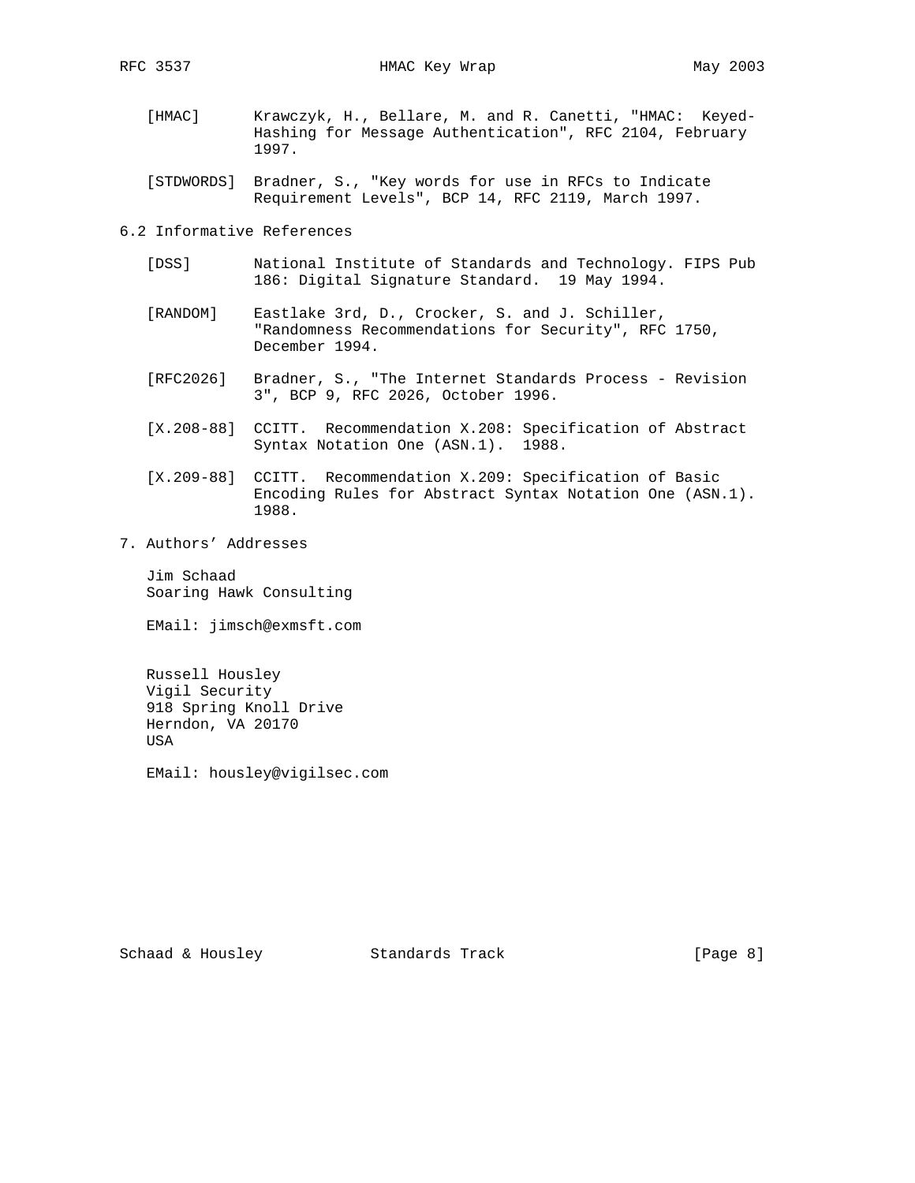[HMAC] Krawczyk, H., Bellare, M. and R. Canetti, "HMAC: Keyed-Hashing for Message Authentication", RFC 2104, February 1997.

[STDWORDS] Bradner, S., "Key words for use in RFCs to Indicate Requirement Levels", BCP 14, RFC 2119, March 1997.

## 6.2 Informative References

[DSS] National Institute of Standards and Technology. FIPS Pub 186: Digital Signature Standard. 19 May 1994.

[RANDOM] Eastlake 3rd, D., Crocker, S. and J. Schiller, "Randomness Recommendations for Security", RFC 1750, December 1994.

[RFC2026] Bradner, S., "The Internet Standards Process - Revision 3", BCP 9, RFC 2026, October 1996.

[X.208-88] CCITT. Recommendation X.208: Specification of Abstract Syntax Notation One (ASN.1). 1988.

[X.209-88] CCITT. Recommendation X.209: Specification of Basic Encoding Rules for Abstract Syntax Notation One (ASN.1). 1988.

## 7. Authors' Addresses

Jim Schaad
Soaring Hawk Consulting

EMail: jimsch@exmsft.com

Russell Housley
Vigil Security
918 Spring Knoll Drive
Herndon, VA 20170
USA

EMail: housley@vigilsec.com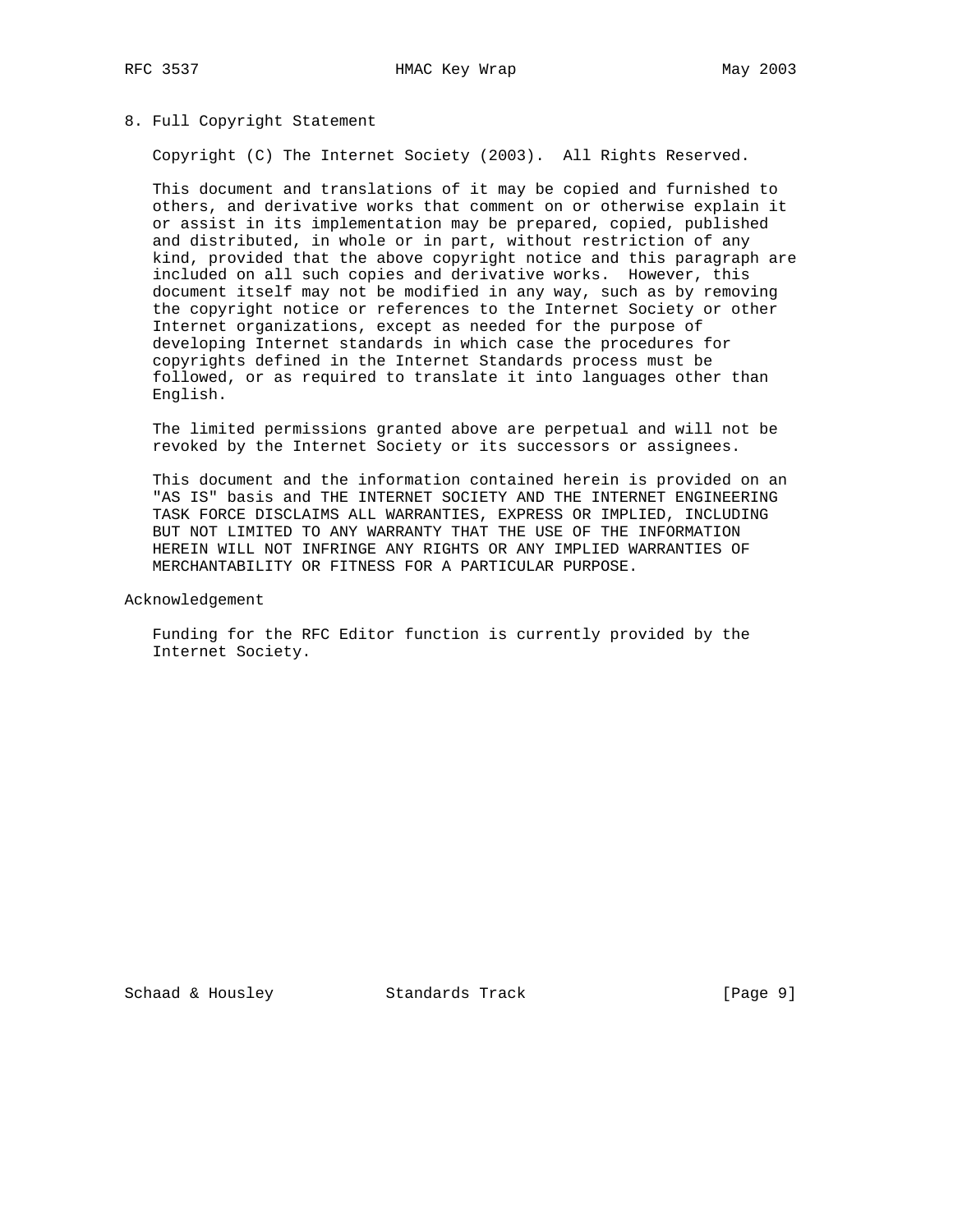## 8. Full Copyright Statement

Copyright (C) The Internet Society (2003). All Rights Reserved.

This document and translations of it may be copied and furnished to others, and derivative works that comment on or otherwise explain it or assist in its implementation may be prepared, copied, published and distributed, in whole or in part, without restriction of any kind, provided that the above copyright notice and this paragraph are included on all such copies and derivative works. However, this document itself may not be modified in any way, such as by removing the copyright notice or references to the Internet Society or other Internet organizations, except as needed for the purpose of developing Internet standards in which case the procedures for copyrights defined in the Internet Standards process must be followed, or as required to translate it into languages other than English.

The limited permissions granted above are perpetual and will not be revoked by the Internet Society or its successors or assignees.

This document and the information contained herein is provided on an "AS IS" basis and THE INTERNET SOCIETY AND THE INTERNET ENGINEERING TASK FORCE DISCLAIMS ALL WARRANTIES, EXPRESS OR IMPLIED, INCLUDING BUT NOT LIMITED TO ANY WARRANTY THAT THE USE OF THE INFORMATION HEREIN WILL NOT INFRINGE ANY RIGHTS OR ANY IMPLIED WARRANTIES OF MERCHANTABILITY OR FITNESS FOR A PARTICULAR PURPOSE.

## Acknowledgement

Funding for the RFC Editor function is currently provided by the Internet Society.